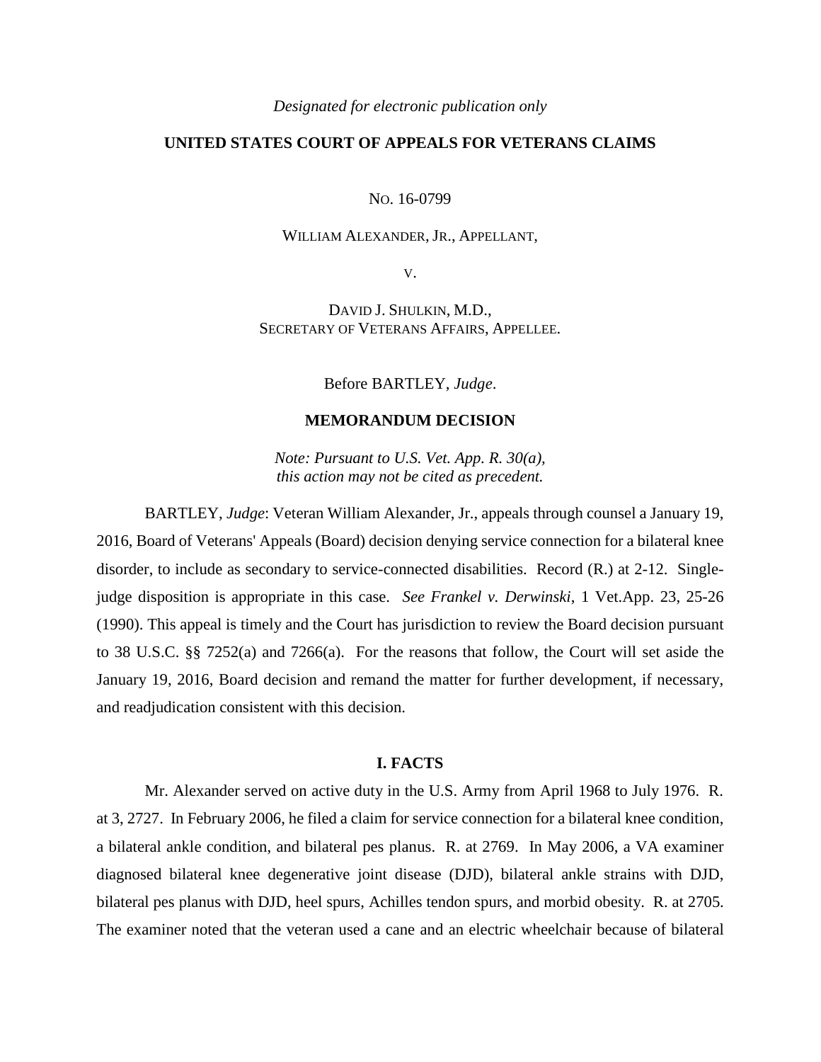*Designated for electronic publication only*

**UNITED STATES COURT OF APPEALS FOR VETERANS CLAIMS**

NO. 16-0799

WILLIAM ALEXANDER, JR., APPELLANT,

V.

DAVID J. SHULKIN, M.D.,
SECRETARY OF VETERANS AFFAIRS, APPELLEE.

Before BARTLEY, *Judge*.

**MEMORANDUM DECISION**

*Note: Pursuant to U.S. Vet. App. R. 30(a), this action may not be cited as precedent.*

BARTLEY, *Judge*: Veteran William Alexander, Jr., appeals through counsel a January 19, 2016, Board of Veterans' Appeals (Board) decision denying service connection for a bilateral knee disorder, to include as secondary to service-connected disabilities. Record (R.) at 2-12. Single-judge disposition is appropriate in this case. *See Frankel v. Derwinski*, 1 Vet.App. 23, 25-26 (1990). This appeal is timely and the Court has jurisdiction to review the Board decision pursuant to 38 U.S.C. §§ 7252(a) and 7266(a). For the reasons that follow, the Court will set aside the January 19, 2016, Board decision and remand the matter for further development, if necessary, and readjudication consistent with this decision.

## I. FACTS

Mr. Alexander served on active duty in the U.S. Army from April 1968 to July 1976. R. at 3, 2727. In February 2006, he filed a claim for service connection for a bilateral knee condition, a bilateral ankle condition, and bilateral pes planus. R. at 2769. In May 2006, a VA examiner diagnosed bilateral knee degenerative joint disease (DJD), bilateral ankle strains with DJD, bilateral pes planus with DJD, heel spurs, Achilles tendon spurs, and morbid obesity. R. at 2705. The examiner noted that the veteran used a cane and an electric wheelchair because of bilateral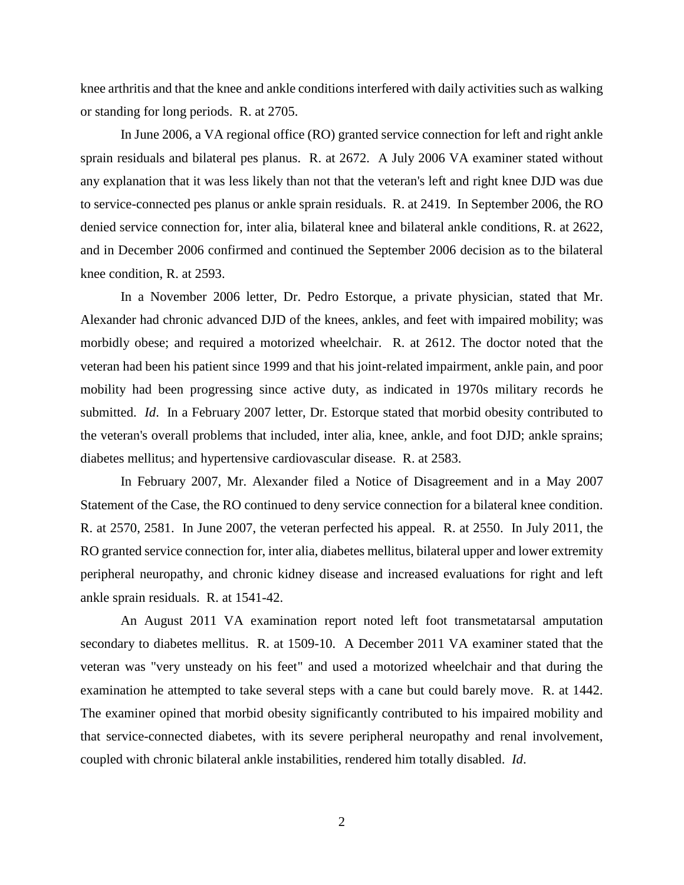knee arthritis and that the knee and ankle conditions interfered with daily activities such as walking or standing for long periods. R. at 2705.

In June 2006, a VA regional office (RO) granted service connection for left and right ankle sprain residuals and bilateral pes planus. R. at 2672. A July 2006 VA examiner stated without any explanation that it was less likely than not that the veteran's left and right knee DJD was due to service-connected pes planus or ankle sprain residuals. R. at 2419. In September 2006, the RO denied service connection for, inter alia, bilateral knee and bilateral ankle conditions, R. at 2622, and in December 2006 confirmed and continued the September 2006 decision as to the bilateral knee condition, R. at 2593.

In a November 2006 letter, Dr. Pedro Estorque, a private physician, stated that Mr. Alexander had chronic advanced DJD of the knees, ankles, and feet with impaired mobility; was morbidly obese; and required a motorized wheelchair. R. at 2612. The doctor noted that the veteran had been his patient since 1999 and that his joint-related impairment, ankle pain, and poor mobility had been progressing since active duty, as indicated in 1970s military records he submitted. *Id*. In a February 2007 letter, Dr. Estorque stated that morbid obesity contributed to the veteran's overall problems that included, inter alia, knee, ankle, and foot DJD; ankle sprains; diabetes mellitus; and hypertensive cardiovascular disease. R. at 2583.

In February 2007, Mr. Alexander filed a Notice of Disagreement and in a May 2007 Statement of the Case, the RO continued to deny service connection for a bilateral knee condition. R. at 2570, 2581. In June 2007, the veteran perfected his appeal. R. at 2550. In July 2011, the RO granted service connection for, inter alia, diabetes mellitus, bilateral upper and lower extremity peripheral neuropathy, and chronic kidney disease and increased evaluations for right and left ankle sprain residuals. R. at 1541-42.

An August 2011 VA examination report noted left foot transmetatarsal amputation secondary to diabetes mellitus. R. at 1509-10. A December 2011 VA examiner stated that the veteran was "very unsteady on his feet" and used a motorized wheelchair and that during the examination he attempted to take several steps with a cane but could barely move. R. at 1442. The examiner opined that morbid obesity significantly contributed to his impaired mobility and that service-connected diabetes, with its severe peripheral neuropathy and renal involvement, coupled with chronic bilateral ankle instabilities, rendered him totally disabled. *Id*.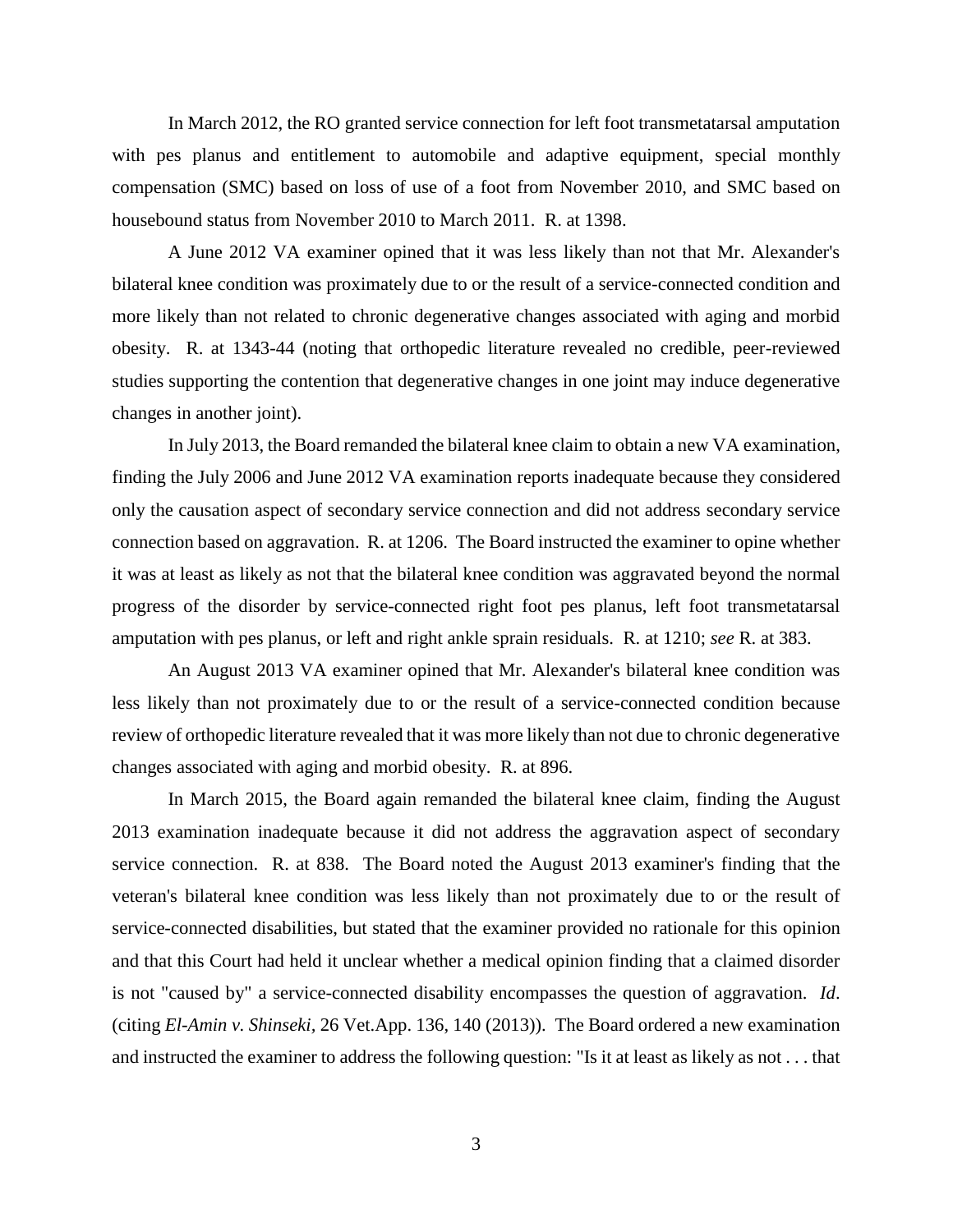In March 2012, the RO granted service connection for left foot transmetatarsal amputation with pes planus and entitlement to automobile and adaptive equipment, special monthly compensation (SMC) based on loss of use of a foot from November 2010, and SMC based on housebound status from November 2010 to March 2011. R. at 1398.

A June 2012 VA examiner opined that it was less likely than not that Mr. Alexander's bilateral knee condition was proximately due to or the result of a service-connected condition and more likely than not related to chronic degenerative changes associated with aging and morbid obesity. R. at 1343-44 (noting that orthopedic literature revealed no credible, peer-reviewed studies supporting the contention that degenerative changes in one joint may induce degenerative changes in another joint).

In July 2013, the Board remanded the bilateral knee claim to obtain a new VA examination, finding the July 2006 and June 2012 VA examination reports inadequate because they considered only the causation aspect of secondary service connection and did not address secondary service connection based on aggravation. R. at 1206. The Board instructed the examiner to opine whether it was at least as likely as not that the bilateral knee condition was aggravated beyond the normal progress of the disorder by service-connected right foot pes planus, left foot transmetatarsal amputation with pes planus, or left and right ankle sprain residuals. R. at 1210; *see* R. at 383.

An August 2013 VA examiner opined that Mr. Alexander's bilateral knee condition was less likely than not proximately due to or the result of a service-connected condition because review of orthopedic literature revealed that it was more likely than not due to chronic degenerative changes associated with aging and morbid obesity. R. at 896.

In March 2015, the Board again remanded the bilateral knee claim, finding the August 2013 examination inadequate because it did not address the aggravation aspect of secondary service connection. R. at 838. The Board noted the August 2013 examiner's finding that the veteran's bilateral knee condition was less likely than not proximately due to or the result of service-connected disabilities, but stated that the examiner provided no rationale for this opinion and that this Court had held it unclear whether a medical opinion finding that a claimed disorder is not "caused by" a service-connected disability encompasses the question of aggravation. *Id*. (citing *El-Amin v. Shinseki*, 26 Vet.App. 136, 140 (2013)). The Board ordered a new examination and instructed the examiner to address the following question: "Is it at least as likely as not . . . that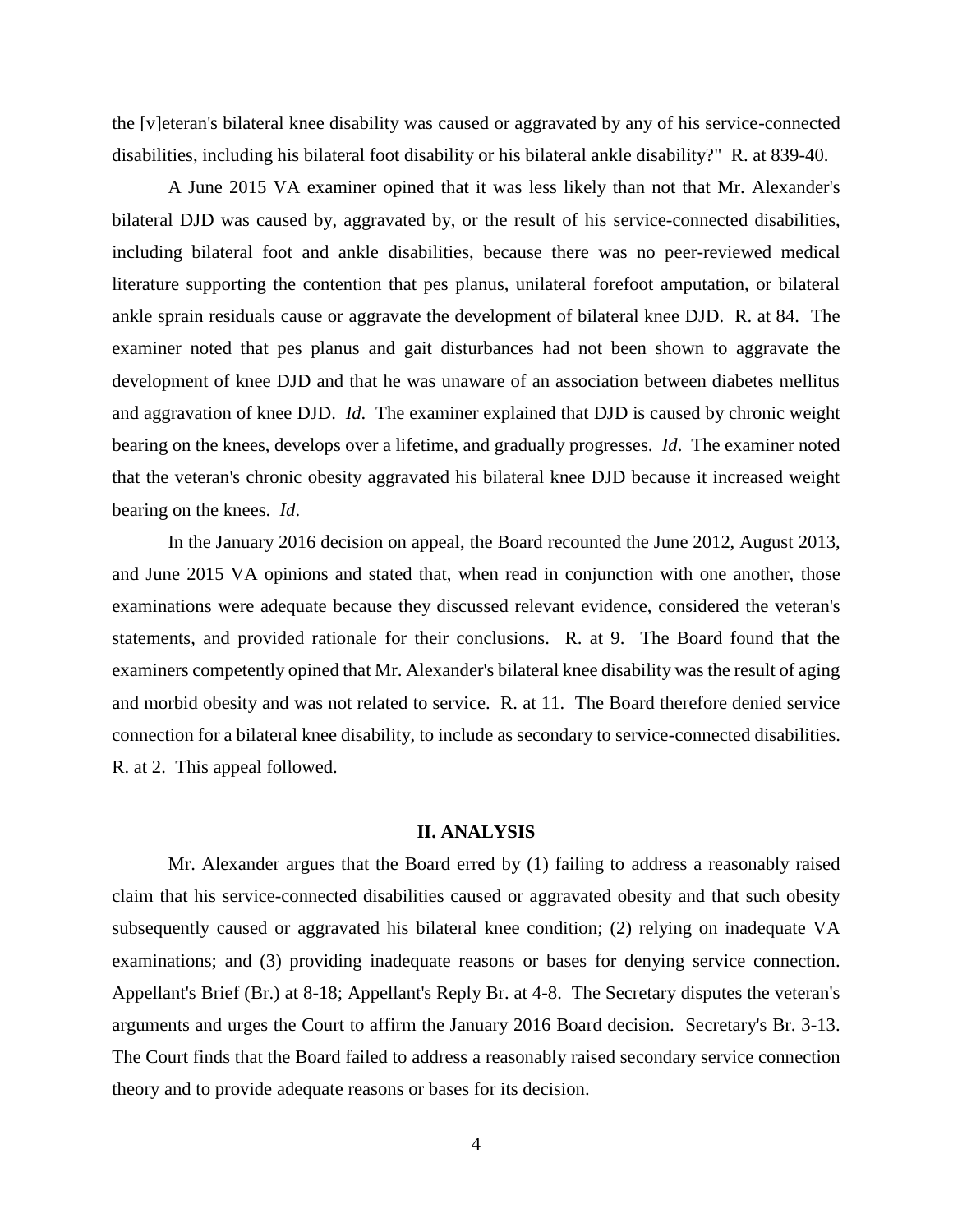the [v]eteran's bilateral knee disability was caused or aggravated by any of his service-connected disabilities, including his bilateral foot disability or his bilateral ankle disability?" R. at 839-40.

A June 2015 VA examiner opined that it was less likely than not that Mr. Alexander's bilateral DJD was caused by, aggravated by, or the result of his service-connected disabilities, including bilateral foot and ankle disabilities, because there was no peer-reviewed medical literature supporting the contention that pes planus, unilateral forefoot amputation, or bilateral ankle sprain residuals cause or aggravate the development of bilateral knee DJD. R. at 84. The examiner noted that pes planus and gait disturbances had not been shown to aggravate the development of knee DJD and that he was unaware of an association between diabetes mellitus and aggravation of knee DJD. *Id*. The examiner explained that DJD is caused by chronic weight bearing on the knees, develops over a lifetime, and gradually progresses. *Id*. The examiner noted that the veteran's chronic obesity aggravated his bilateral knee DJD because it increased weight bearing on the knees. *Id*.

In the January 2016 decision on appeal, the Board recounted the June 2012, August 2013, and June 2015 VA opinions and stated that, when read in conjunction with one another, those examinations were adequate because they discussed relevant evidence, considered the veteran's statements, and provided rationale for their conclusions. R. at 9. The Board found that the examiners competently opined that Mr. Alexander's bilateral knee disability was the result of aging and morbid obesity and was not related to service. R. at 11. The Board therefore denied service connection for a bilateral knee disability, to include as secondary to service-connected disabilities. R. at 2. This appeal followed.

## II. ANALYSIS

Mr. Alexander argues that the Board erred by (1) failing to address a reasonably raised claim that his service-connected disabilities caused or aggravated obesity and that such obesity subsequently caused or aggravated his bilateral knee condition; (2) relying on inadequate VA examinations; and (3) providing inadequate reasons or bases for denying service connection. Appellant's Brief (Br.) at 8-18; Appellant's Reply Br. at 4-8. The Secretary disputes the veteran's arguments and urges the Court to affirm the January 2016 Board decision. Secretary's Br. 3-13. The Court finds that the Board failed to address a reasonably raised secondary service connection theory and to provide adequate reasons or bases for its decision.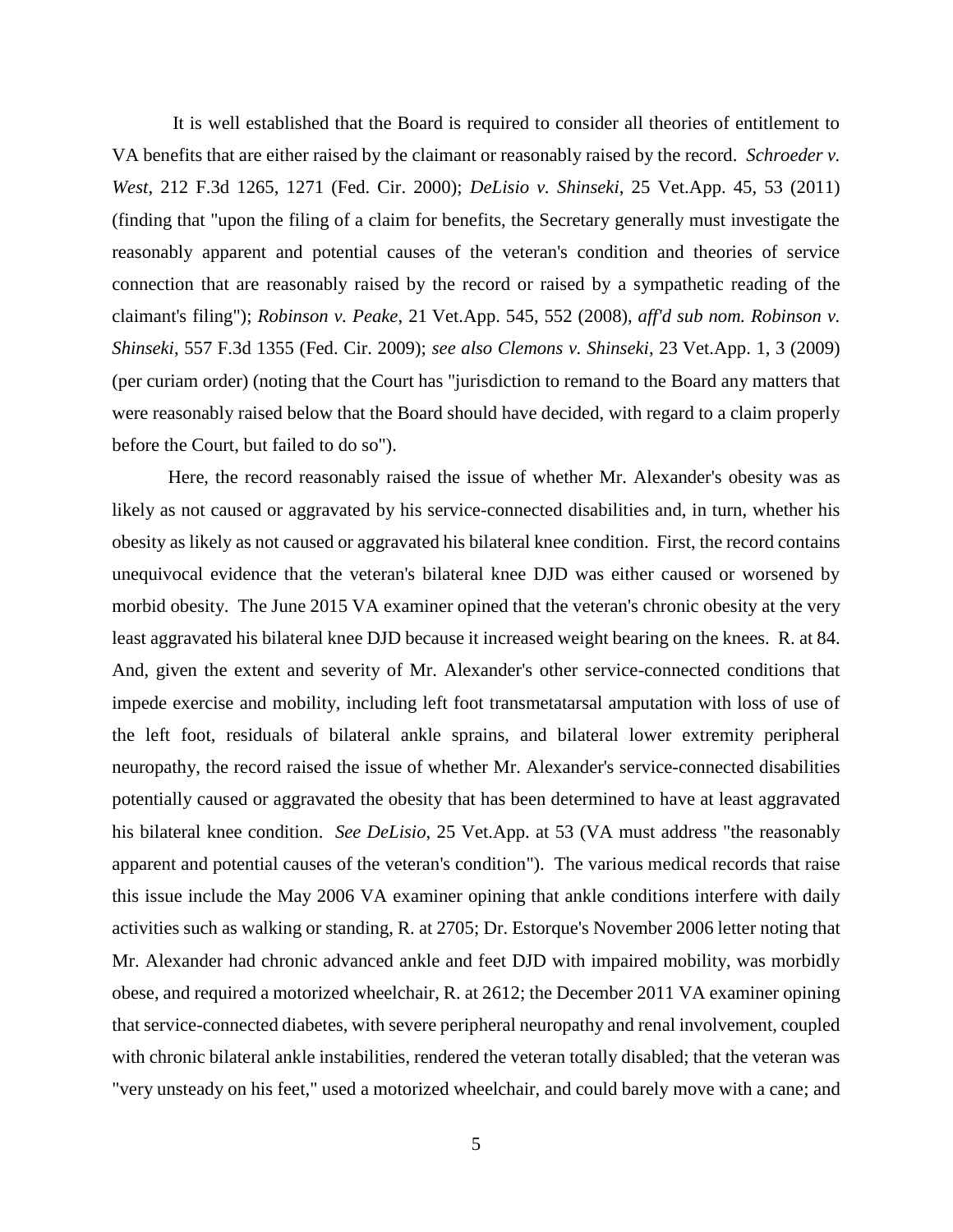It is well established that the Board is required to consider all theories of entitlement to VA benefits that are either raised by the claimant or reasonably raised by the record. *Schroeder v. West*, 212 F.3d 1265, 1271 (Fed. Cir. 2000); *DeLisio v. Shinseki*, 25 Vet.App. 45, 53 (2011) (finding that "upon the filing of a claim for benefits, the Secretary generally must investigate the reasonably apparent and potential causes of the veteran's condition and theories of service connection that are reasonably raised by the record or raised by a sympathetic reading of the claimant's filing"); *Robinson v. Peake*, 21 Vet.App. 545, 552 (2008), *aff'd sub nom. Robinson v. Shinseki*, 557 F.3d 1355 (Fed. Cir. 2009); *see also Clemons v. Shinseki*, 23 Vet.App. 1, 3 (2009) (per curiam order) (noting that the Court has "jurisdiction to remand to the Board any matters that were reasonably raised below that the Board should have decided, with regard to a claim properly before the Court, but failed to do so").

Here, the record reasonably raised the issue of whether Mr. Alexander's obesity was as likely as not caused or aggravated by his service-connected disabilities and, in turn, whether his obesity as likely as not caused or aggravated his bilateral knee condition. First, the record contains unequivocal evidence that the veteran's bilateral knee DJD was either caused or worsened by morbid obesity. The June 2015 VA examiner opined that the veteran's chronic obesity at the very least aggravated his bilateral knee DJD because it increased weight bearing on the knees. R. at 84. And, given the extent and severity of Mr. Alexander's other service-connected conditions that impede exercise and mobility, including left foot transmetatarsal amputation with loss of use of the left foot, residuals of bilateral ankle sprains, and bilateral lower extremity peripheral neuropathy, the record raised the issue of whether Mr. Alexander's service-connected disabilities potentially caused or aggravated the obesity that has been determined to have at least aggravated his bilateral knee condition. *See DeLisio*, 25 Vet.App. at 53 (VA must address "the reasonably apparent and potential causes of the veteran's condition"). The various medical records that raise this issue include the May 2006 VA examiner opining that ankle conditions interfere with daily activities such as walking or standing, R. at 2705; Dr. Estorque's November 2006 letter noting that Mr. Alexander had chronic advanced ankle and feet DJD with impaired mobility, was morbidly obese, and required a motorized wheelchair, R. at 2612; the December 2011 VA examiner opining that service-connected diabetes, with severe peripheral neuropathy and renal involvement, coupled with chronic bilateral ankle instabilities, rendered the veteran totally disabled; that the veteran was "very unsteady on his feet," used a motorized wheelchair, and could barely move with a cane; and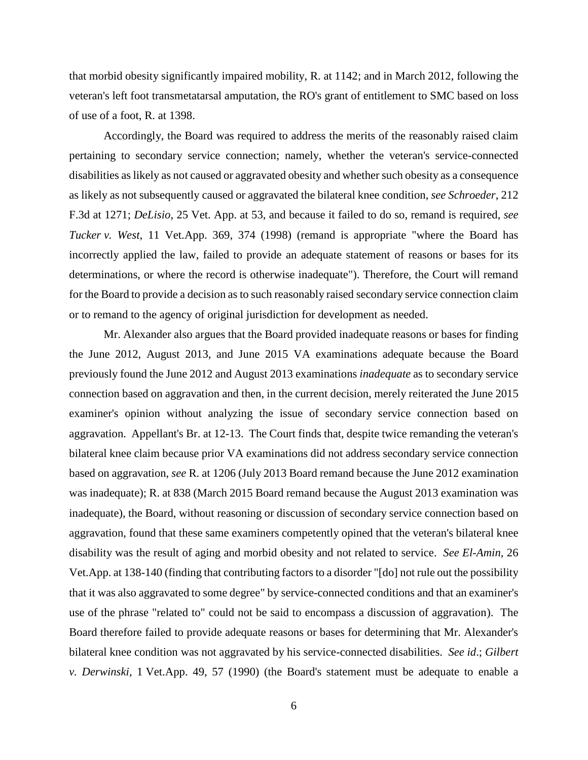that morbid obesity significantly impaired mobility, R. at 1142; and in March 2012, following the veteran's left foot transmetatarsal amputation, the RO's grant of entitlement to SMC based on loss of use of a foot, R. at 1398.

Accordingly, the Board was required to address the merits of the reasonably raised claim pertaining to secondary service connection; namely, whether the veteran's service-connected disabilities as likely as not caused or aggravated obesity and whether such obesity as a consequence as likely as not subsequently caused or aggravated the bilateral knee condition, *see Schroeder*, 212 F.3d at 1271; *DeLisio*, 25 Vet. App. at 53, and because it failed to do so, remand is required, *see Tucker v. West*, 11 Vet.App. 369, 374 (1998) (remand is appropriate "where the Board has incorrectly applied the law, failed to provide an adequate statement of reasons or bases for its determinations, or where the record is otherwise inadequate"). Therefore, the Court will remand for the Board to provide a decision as to such reasonably raised secondary service connection claim or to remand to the agency of original jurisdiction for development as needed.

Mr. Alexander also argues that the Board provided inadequate reasons or bases for finding the June 2012, August 2013, and June 2015 VA examinations adequate because the Board previously found the June 2012 and August 2013 examinations *inadequate* as to secondary service connection based on aggravation and then, in the current decision, merely reiterated the June 2015 examiner's opinion without analyzing the issue of secondary service connection based on aggravation. Appellant's Br. at 12-13. The Court finds that, despite twice remanding the veteran's bilateral knee claim because prior VA examinations did not address secondary service connection based on aggravation, *see* R. at 1206 (July 2013 Board remand because the June 2012 examination was inadequate); R. at 838 (March 2015 Board remand because the August 2013 examination was inadequate), the Board, without reasoning or discussion of secondary service connection based on aggravation, found that these same examiners competently opined that the veteran's bilateral knee disability was the result of aging and morbid obesity and not related to service. *See El-Amin*, 26 Vet.App. at 138-140 (finding that contributing factors to a disorder "[do] not rule out the possibility that it was also aggravated to some degree" by service-connected conditions and that an examiner's use of the phrase "related to" could not be said to encompass a discussion of aggravation). The Board therefore failed to provide adequate reasons or bases for determining that Mr. Alexander's bilateral knee condition was not aggravated by his service-connected disabilities. *See id*.; *Gilbert v. Derwinski*, 1 Vet.App. 49, 57 (1990) (the Board's statement must be adequate to enable a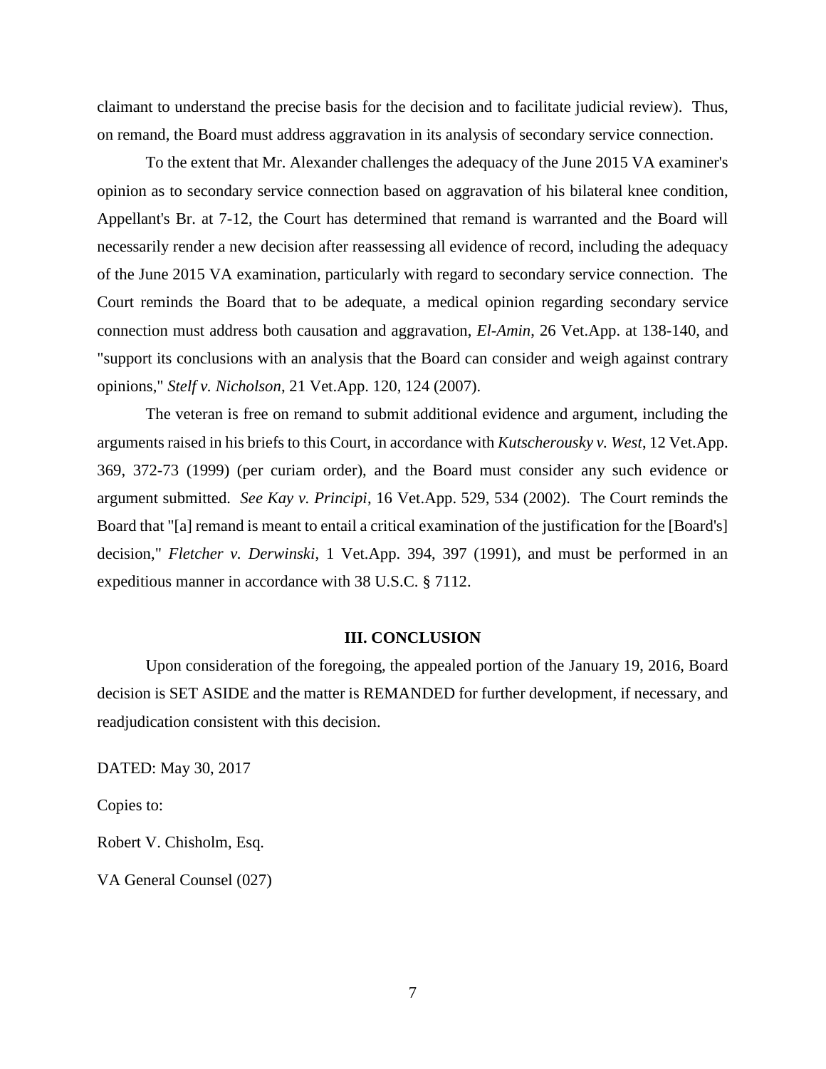claimant to understand the precise basis for the decision and to facilitate judicial review). Thus, on remand, the Board must address aggravation in its analysis of secondary service connection.

To the extent that Mr. Alexander challenges the adequacy of the June 2015 VA examiner's opinion as to secondary service connection based on aggravation of his bilateral knee condition, Appellant's Br. at 7-12, the Court has determined that remand is warranted and the Board will necessarily render a new decision after reassessing all evidence of record, including the adequacy of the June 2015 VA examination, particularly with regard to secondary service connection. The Court reminds the Board that to be adequate, a medical opinion regarding secondary service connection must address both causation and aggravation, *El-Amin*, 26 Vet.App. at 138-140, and "support its conclusions with an analysis that the Board can consider and weigh against contrary opinions," *Stelf v. Nicholson*, 21 Vet.App. 120, 124 (2007).

The veteran is free on remand to submit additional evidence and argument, including the arguments raised in his briefs to this Court, in accordance with *Kutscherousky v. West*, 12 Vet.App. 369, 372-73 (1999) (per curiam order), and the Board must consider any such evidence or argument submitted. *See Kay v. Principi*, 16 Vet.App. 529, 534 (2002). The Court reminds the Board that "[a] remand is meant to entail a critical examination of the justification for the [Board's] decision," *Fletcher v. Derwinski*, 1 Vet.App. 394, 397 (1991), and must be performed in an expeditious manner in accordance with 38 U.S.C. § 7112.

## III. CONCLUSION

Upon consideration of the foregoing, the appealed portion of the January 19, 2016, Board decision is SET ASIDE and the matter is REMANDED for further development, if necessary, and readjudication consistent with this decision.

DATED: May 30, 2017

Copies to:

Robert V. Chisholm, Esq.

VA General Counsel (027)